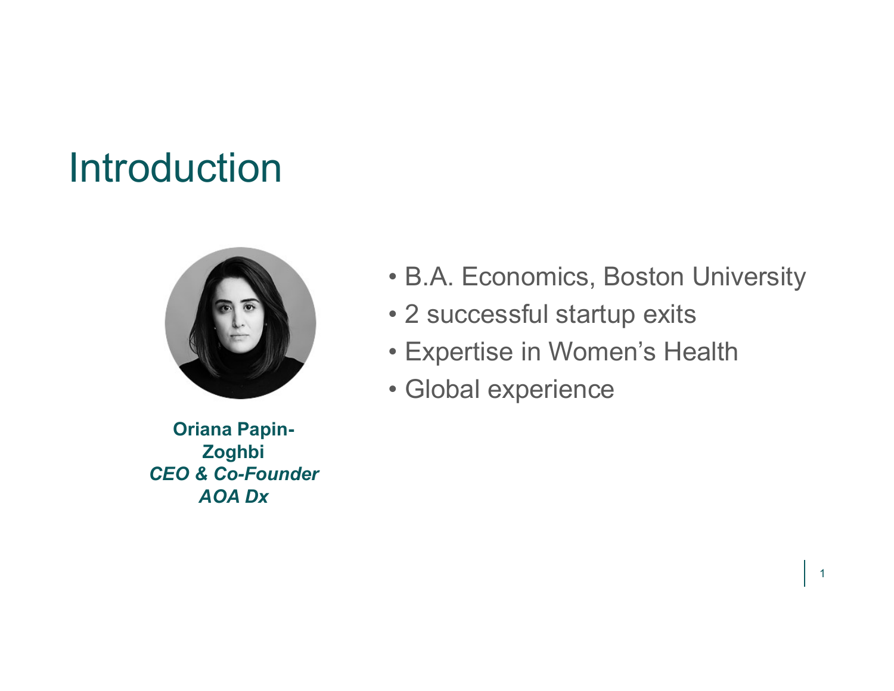# Introduction

**Oriana Papin-Zoghbi**
***CEO & Co-Founder***
***AOA Dx***

- B.A. Economics, Boston University
- 2 successful startup exits
- Expertise in Women's Health
- Global experience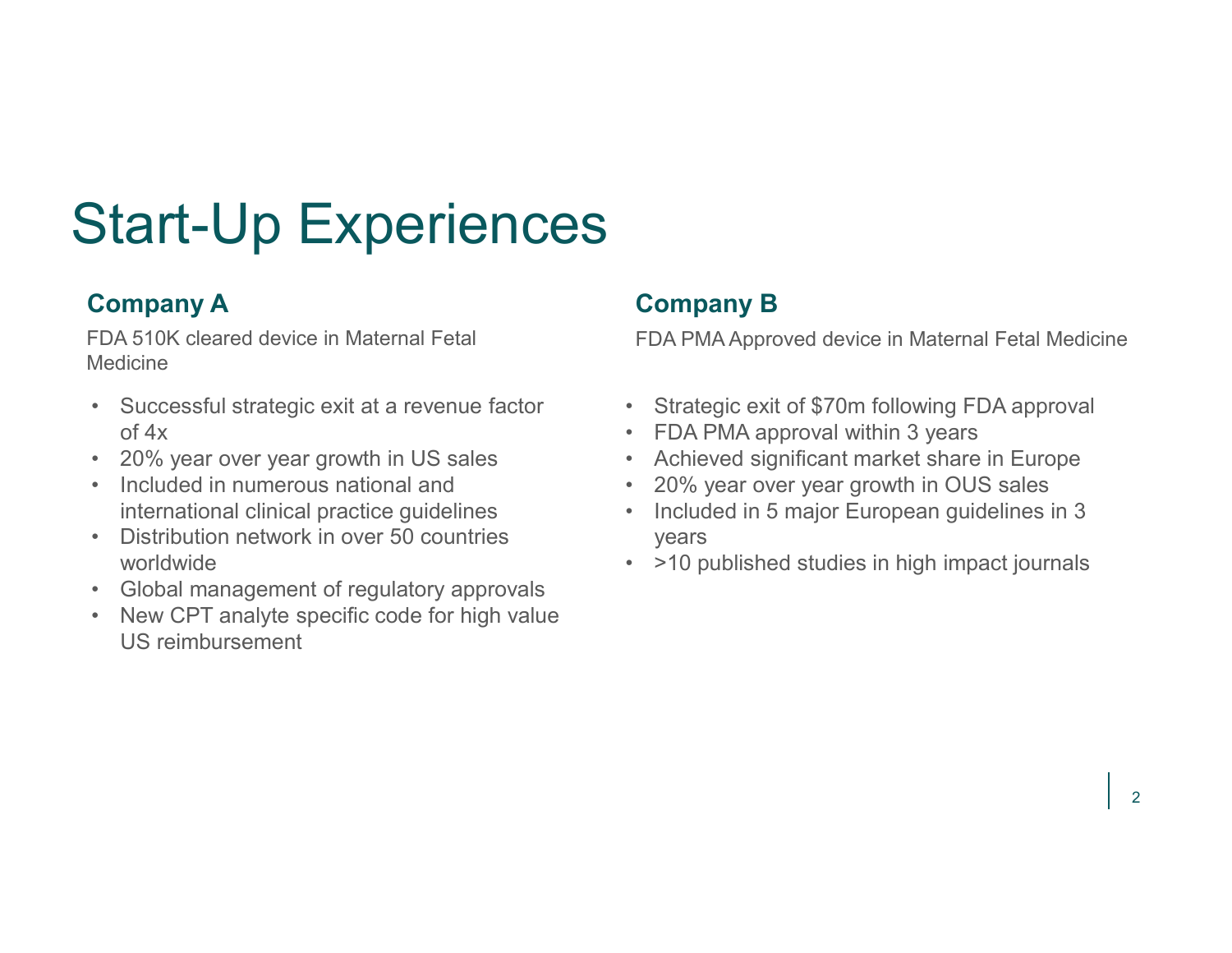# Start-Up Experiences

## Company A

FDA 510K cleared device in Maternal Fetal Medicine

- Successful strategic exit at a revenue factor of 4x
- 20% year over year growth in US sales
- Included in numerous national and international clinical practice guidelines
- Distribution network in over 50 countries worldwide
- Global management of regulatory approvals
- New CPT analyte specific code for high value US reimbursement

## Company B

FDA PMA Approved device in Maternal Fetal Medicine

- Strategic exit of $70m following FDA approval
- FDA PMA approval within 3 years
- Achieved significant market share in Europe
- 20% year over year growth in OUS sales
- Included in 5 major European guidelines in 3 years
- >10 published studies in high impact journals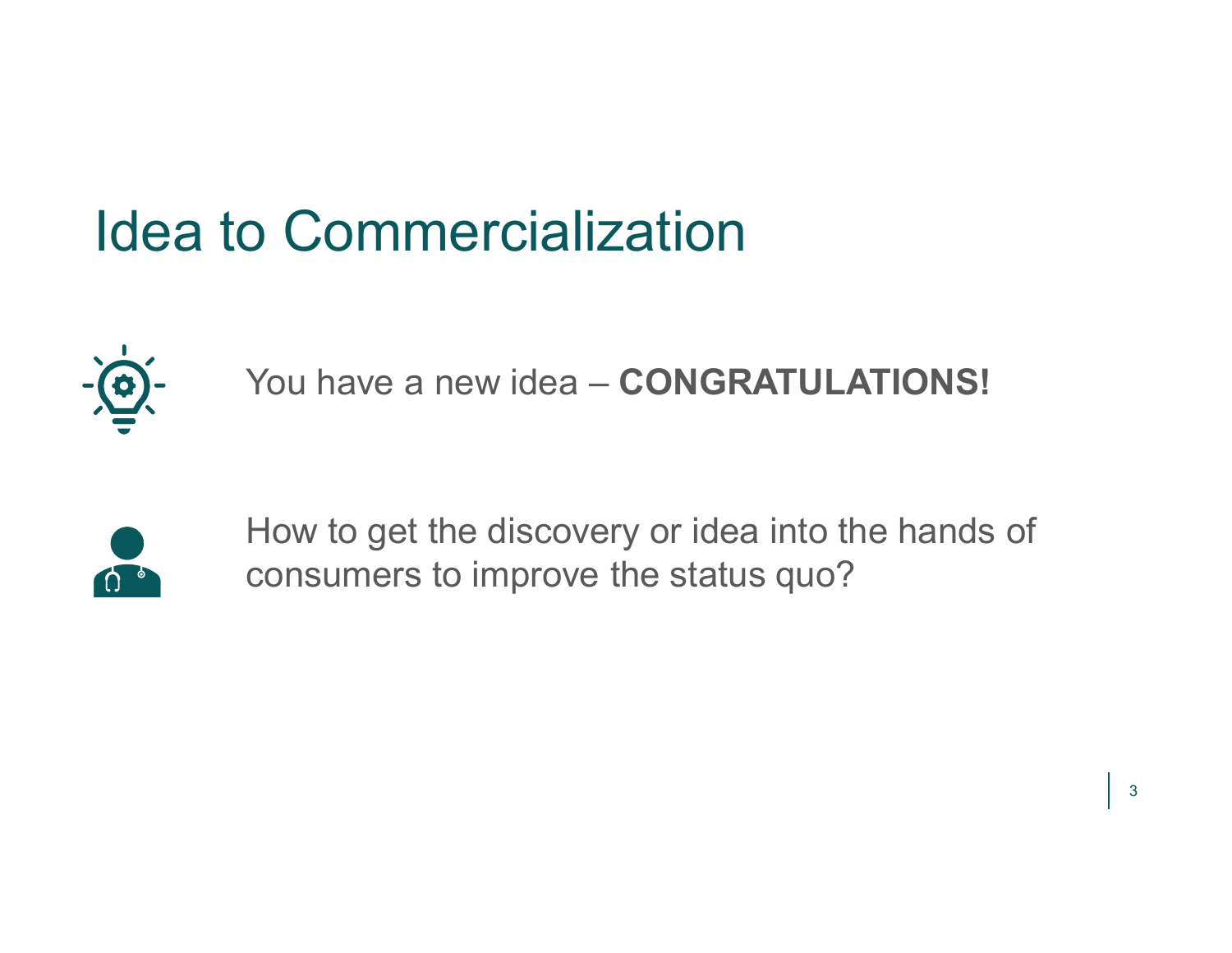# Idea to Commercialization

You have a new idea – **CONGRATULATIONS!**

How to get the discovery or idea into the hands of consumers to improve the status quo?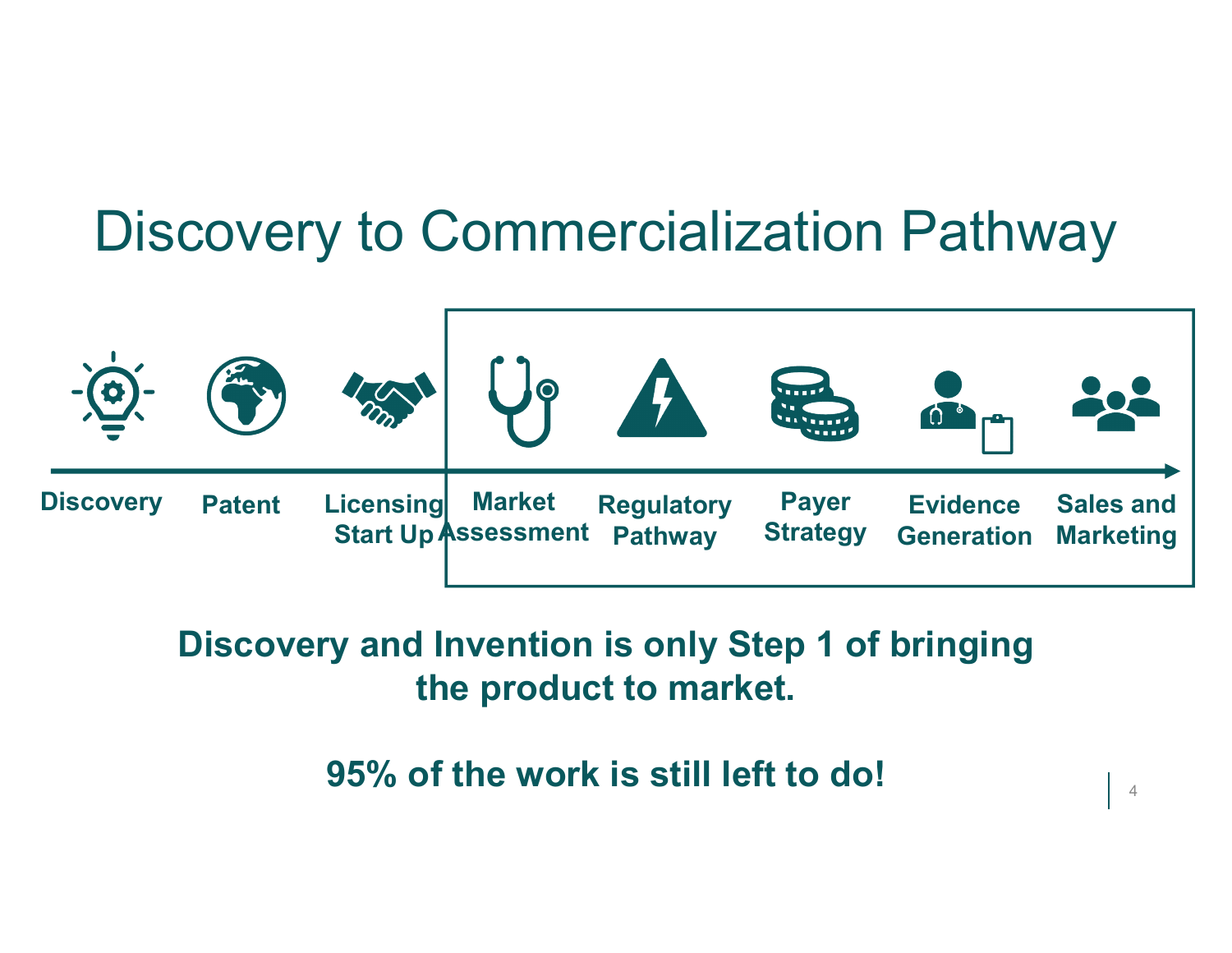# Discovery to Commercialization Pathway

Discovery → Patent → Licensing Start Up → Market Assessment → Regulatory Pathway → Payer Strategy → Evidence Generation → Sales and Marketing

**Discovery and Invention is only Step 1 of bringing the product to market.**

**95% of the work is still left to do!**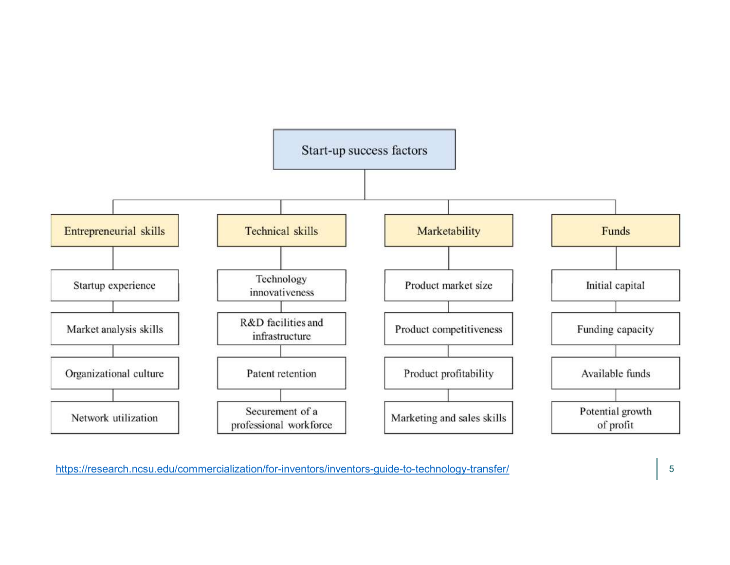Start-up success factors

Entrepreneurial skills
- Startup experience
- Market analysis skills
- Organizational culture
- Network utilization

Technical skills
- Technology innovativeness
- R&D facilities and infrastructure
- Patent retention
- Securement of a professional workforce

Marketability
- Product market size
- Product competitiveness
- Product profitability
- Marketing and sales skills

Funds
- Initial capital
- Funding capacity
- Available funds
- Potential growth of profit

https://research.ncsu.edu/commercialization/for-inventors/inventors-guide-to-technology-transfer/